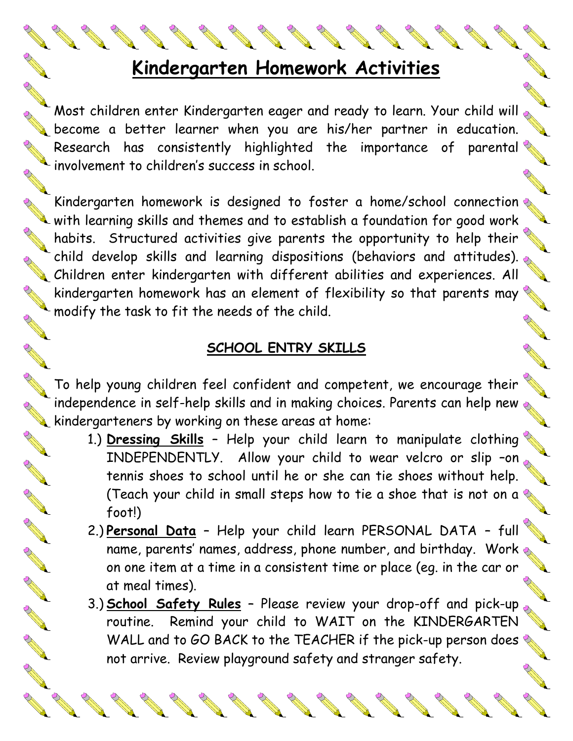# Kindergarten Homework Activities

Most children enter Kindergarten eager and ready to learn. Your child will become a better learner when you are his/her partner in education. Research has consistently highlighted the importance of parental involvement to children's success in school.

Kindergarten homework is designed to foster a home/school connection with learning skills and themes and to establish a foundation for good work habits. Structured activities give parents the opportunity to help their child develop skills and learning dispositions (behaviors and attitudes). Children enter kindergarten with different abilities and experiences. All kindergarten homework has an element of flexibility so that parents may modify the task to fit the needs of the child.

## SCHOOL ENTRY SKILLS

To help young children feel confident and competent, we encourage their independence in self-help skills and in making choices. Parents can help new kindergarteners by working on these areas at home:

1.) **Dressing Skills** – Help your child learn to manipulate clothing INDEPENDENTLY. Allow your child to wear velcro or slip –on tennis shoes to school until he or she can tie shoes without help. (Teach your child in small steps how to tie a shoe that is not on a foot!)

2.) **Personal Data** – Help your child learn PERSONAL DATA – full name, parents' names, address, phone number, and birthday. Work on one item at a time in a consistent time or place (eg. in the car or at meal times).

3.) **School Safety Rules** – Please review your drop-off and pick-up routine. Remind your child to WAIT on the KINDERGARTEN WALL and to GO BACK to the TEACHER if the pick-up person does not arrive. Review playground safety and stranger safety.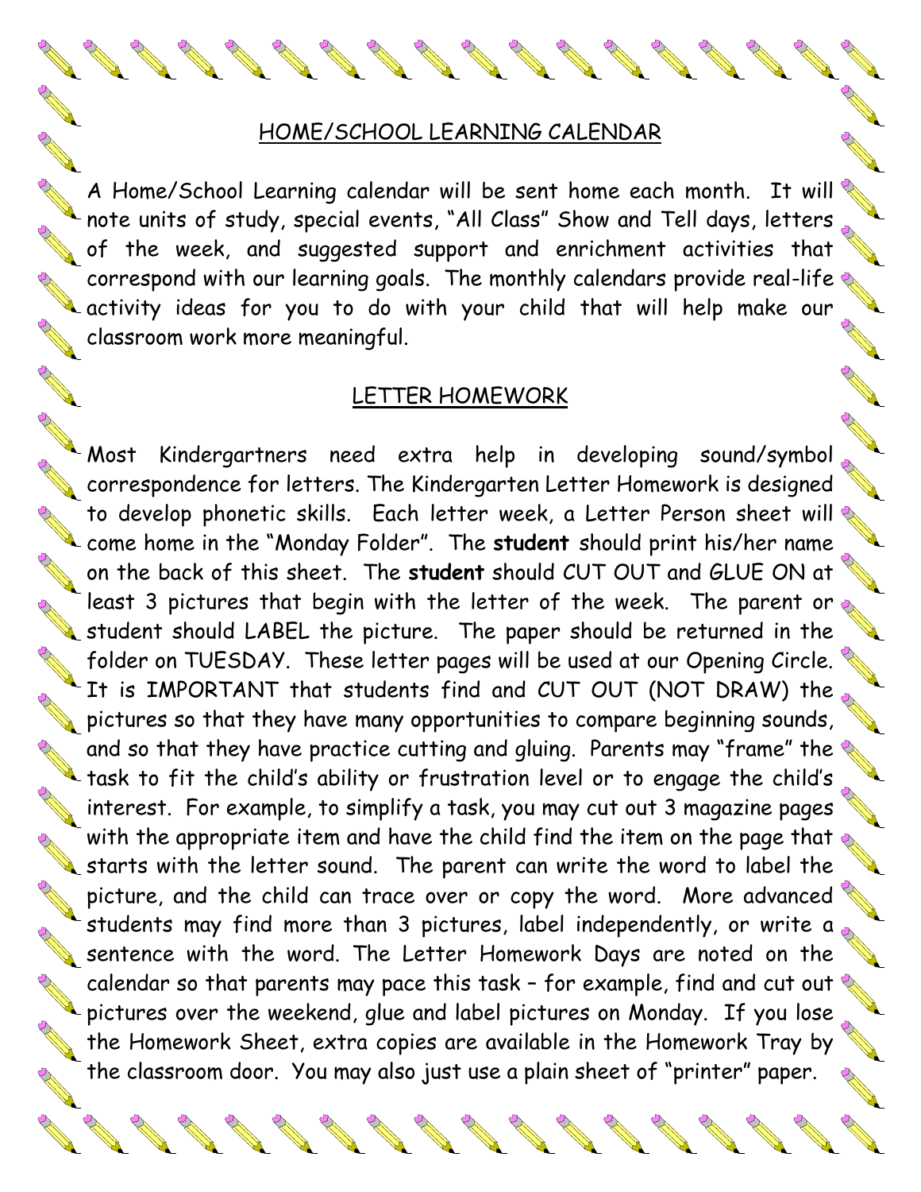## HOME/SCHOOL LEARNING CALENDAR

A Home/School Learning calendar will be sent home each month. It will note units of study, special events, "All Class" Show and Tell days, letters of the week, and suggested support and enrichment activities that correspond with our learning goals. The monthly calendars provide real-life activity ideas for you to do with your child that will help make our classroom work more meaningful.

## LETTER HOMEWORK

Most Kindergartners need extra help in developing sound/symbol correspondence for letters. The Kindergarten Letter Homework is designed to develop phonetic skills. Each letter week, a Letter Person sheet will come home in the "Monday Folder". The **student** should print his/her name on the back of this sheet. The **student** should CUT OUT and GLUE ON at least 3 pictures that begin with the letter of the week. The parent or student should LABEL the picture. The paper should be returned in the folder on TUESDAY. These letter pages will be used at our Opening Circle. It is IMPORTANT that students find and CUT OUT (NOT DRAW) the pictures so that they have many opportunities to compare beginning sounds, and so that they have practice cutting and gluing. Parents may "frame" the task to fit the child's ability or frustration level or to engage the child's interest. For example, to simplify a task, you may cut out 3 magazine pages with the appropriate item and have the child find the item on the page that starts with the letter sound. The parent can write the word to label the picture, and the child can trace over or copy the word. More advanced students may find more than 3 pictures, label independently, or write a sentence with the word. The Letter Homework Days are noted on the calendar so that parents may pace this task – for example, find and cut out pictures over the weekend, glue and label pictures on Monday. If you lose the Homework Sheet, extra copies are available in the Homework Tray by the classroom door. You may also just use a plain sheet of "printer" paper.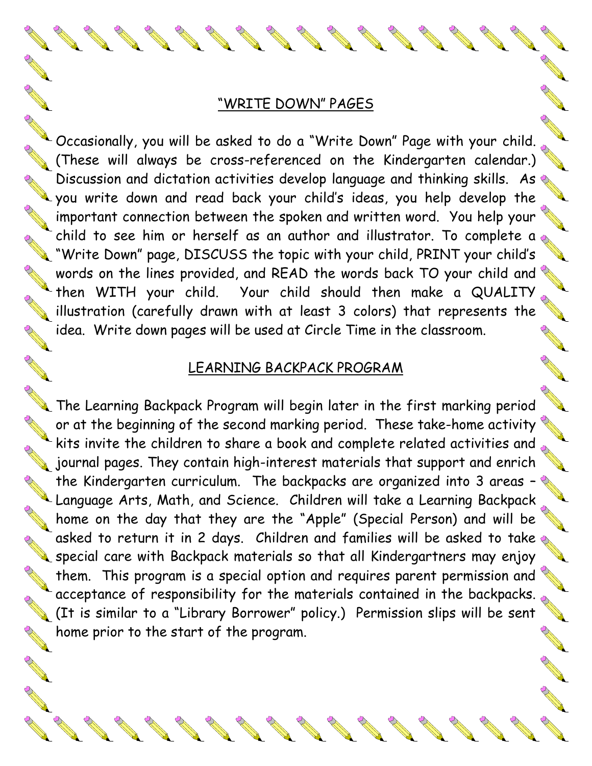## "WRITE DOWN" PAGES

Occasionally, you will be asked to do a "Write Down" Page with your child. (These will always be cross-referenced on the Kindergarten calendar.) Discussion and dictation activities develop language and thinking skills. As you write down and read back your child's ideas, you help develop the important connection between the spoken and written word. You help your child to see him or herself as an author and illustrator. To complete a "Write Down" page, DISCUSS the topic with your child, PRINT your child's words on the lines provided, and READ the words back TO your child and then WITH your child. Your child should then make a QUALITY illustration (carefully drawn with at least 3 colors) that represents the idea. Write down pages will be used at Circle Time in the classroom.

## LEARNING BACKPACK PROGRAM

The Learning Backpack Program will begin later in the first marking period or at the beginning of the second marking period. These take-home activity kits invite the children to share a book and complete related activities and journal pages. They contain high-interest materials that support and enrich the Kindergarten curriculum. The backpacks are organized into 3 areas – Language Arts, Math, and Science. Children will take a Learning Backpack home on the day that they are the "Apple" (Special Person) and will be asked to return it in 2 days. Children and families will be asked to take special care with Backpack materials so that all Kindergartners may enjoy them. This program is a special option and requires parent permission and acceptance of responsibility for the materials contained in the backpacks. (It is similar to a "Library Borrower" policy.) Permission slips will be sent home prior to the start of the program.